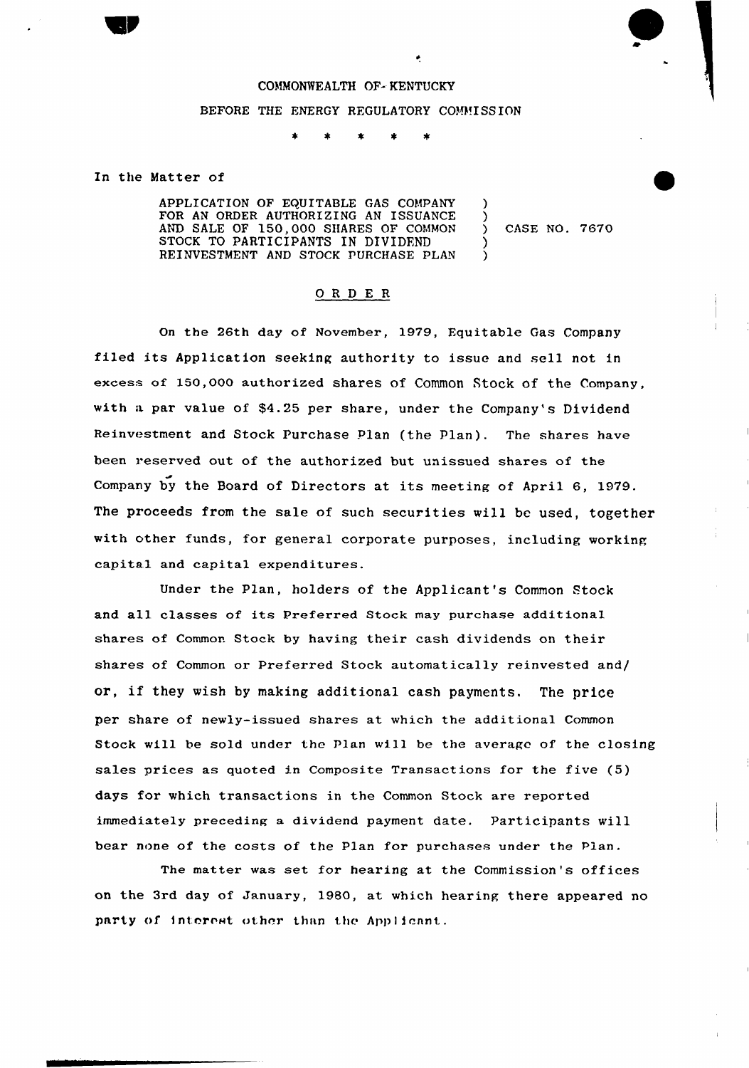COMMONWEALTH OF KENTUCKY

BEFORE THE ENERGY REGULATORY COMMISSION

\* \* \* \* \*

In the Matter of

APPLICATION OF EQUITABLE GAS COMPANY FOR AN ORDER AUTHORIZING AN ISSUANCE AND SALE OF 150,000 SHARES OF COMMON STOCK TO PARTICIPANTS IN DIVIDEND REINVESTMENT AND STOCK PURCHASE PLAN ) CASE NO. 7670

## ORDER

On the 26th day of November, 1979, Equitable Gas Company filed its Application seeking authority to issue and sell not in excess of 150,000 authorized shares of Common Stock of the Company, with a par value of $4.25 per share, under the Company's Dividend Reinvestment and Stock Purchase Plan (the Plan). The shares have been reserved out of the authorized but unissued shares of the Company by the Board of Directors at its meeting of April 6, 1979. The proceeds from the sale of such securities will be used, together with other funds, for general corporate purposes, including working capital and capital expenditures.

Under the Plan, holders of the Applicant's Common Stock and all classes of its Preferred Stock may purchase additional shares of Common Stock by having their cash dividends on their shares of Common or Preferred Stock automatically reinvested and/or, if they wish by making additional cash payments. The price per share of newly-issued shares at which the additional Common Stock will be sold under the Plan will be the average of the closing sales prices as quoted in Composite Transactions for the five (5) days for which transactions in the Common Stock are reported immediately preceding a dividend payment date. Participants will bear none of the costs of the Plan for purchases under the Plan.

The matter was set for hearing at the Commission's offices on the 3rd day of January, 1980, at which hearing there appeared no party of interest other than the Applicant.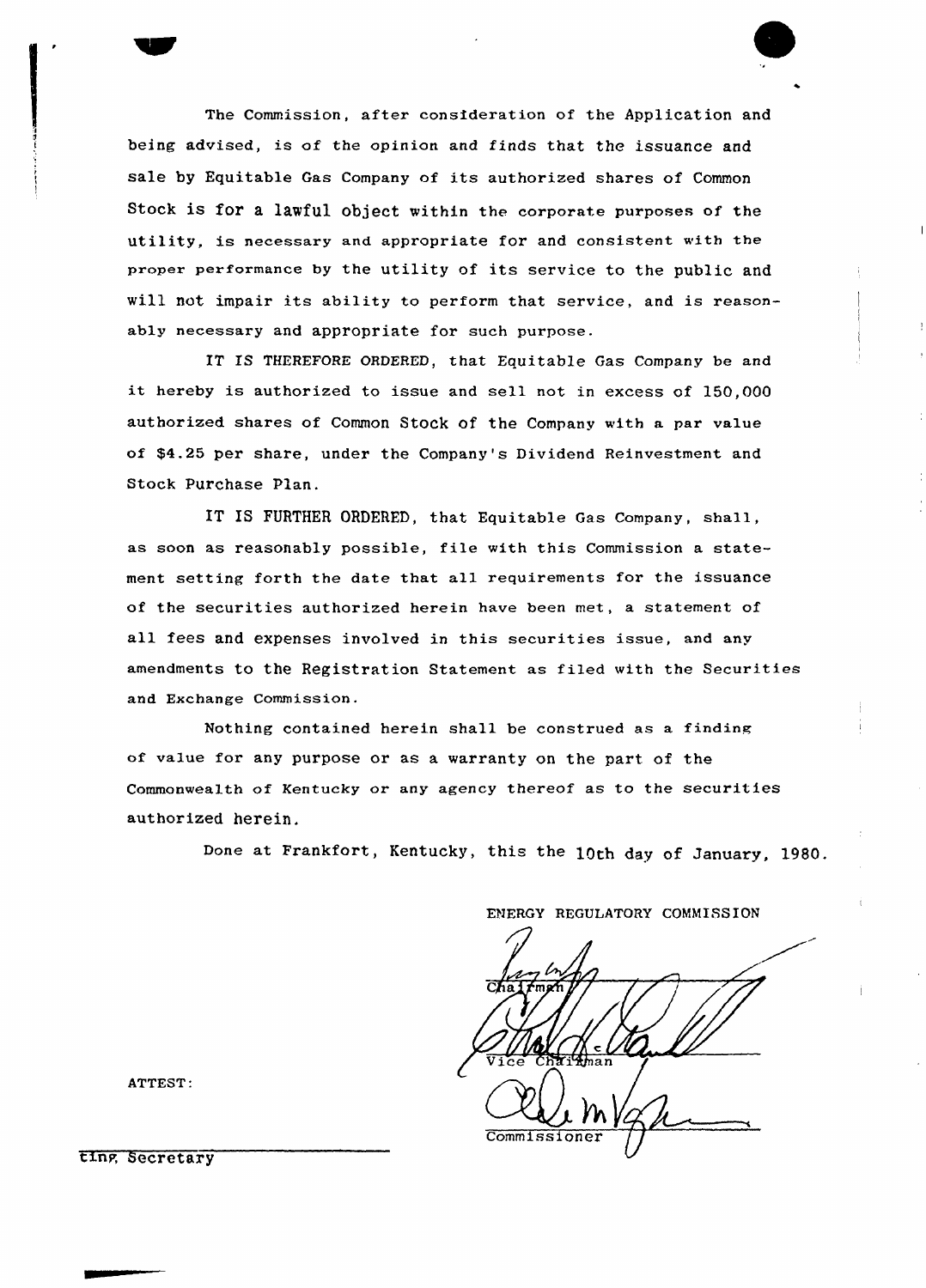The Commission, after consideration of the Application and being advised, is of the opinion and finds that the issuance and sale by Equitable Gas Company of its authorized shares of Common Stock is for a lawful object within the corporate purposes of the utility, is necessary and appropriate for and consistent with the proper performance by the utility of its service to the public and will not impair its ability to perform that service, and is reasonably necessary and appropriate for such purpose.

IT IS THEREFORE ORDERED, that Equitable Gas Company be and it hereby is authorized to issue and sell not in excess of 150,000 authorized shares of Common Stock of the Company with a par value of $4.25 per share, under the Company's Dividend Reinvestment and Stock Purchase Plan.

IT IS FURTHER ORDERED, that Equitable Gas Company, shall, as soon as reasonably possible, file with this Commission a statement setting forth the date that all requirements for the issuance of the securities authorized herein have been met, a statement of all fees and expenses involved in this securities issue, and any amendments to the Registration Statement as filed with the Securities and Exchange Commission.

Nothing contained herein shall be construed as a finding of value for any purpose or as a warranty on the part of the Commonwealth of Kentucky or any agency thereof as to the securities authorized herein.

Done at Frankfort, Kentucky, this the 10th day of January, 1980.

ENERGY REGULATORY COMMISSION

Chairman

Vice Chairman

Commissioner

ATTEST:

ting Secretary